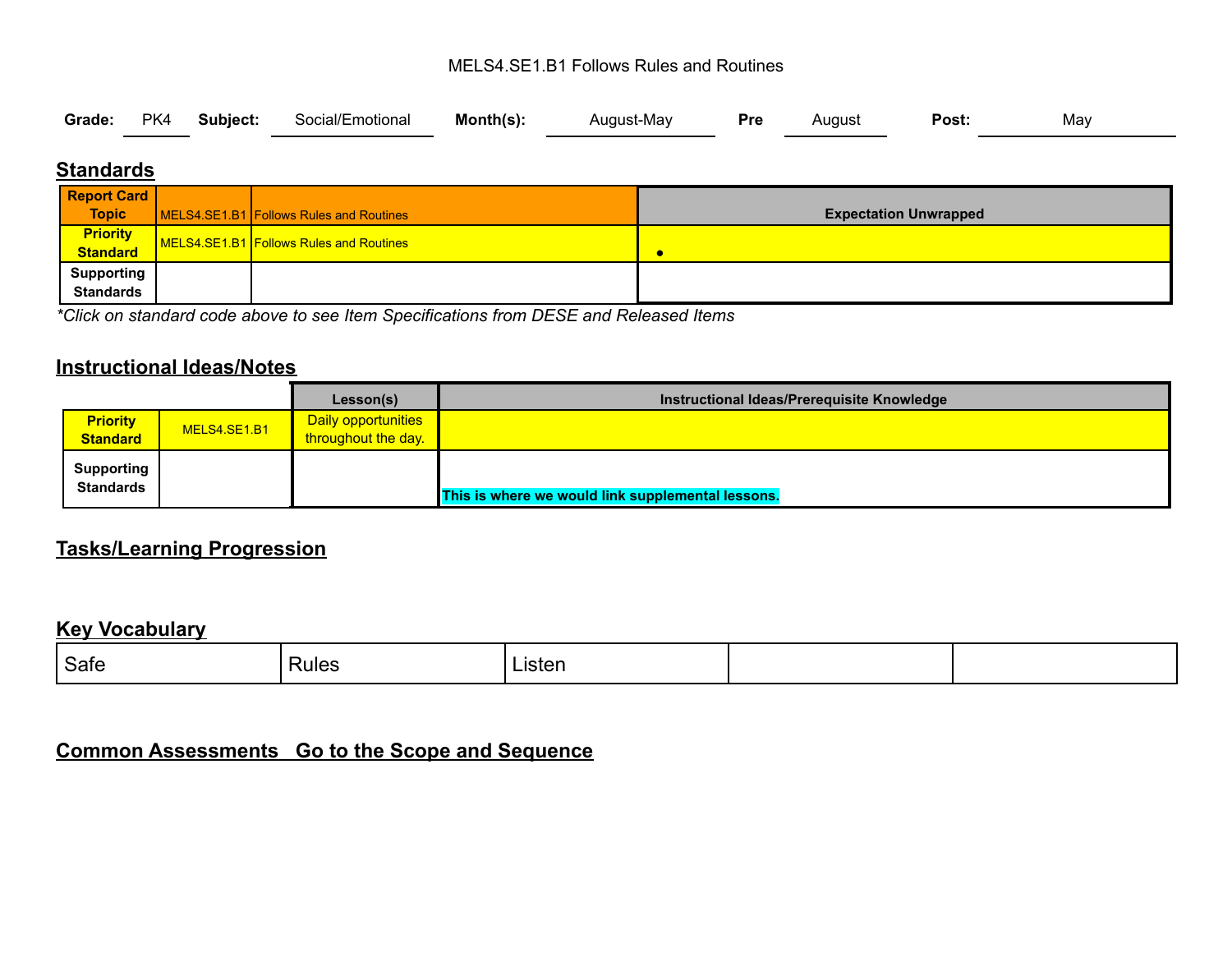MELS4.SE1.B1 Follows Rules and Routines

**Grade:** PK4 **Subject:** Social/Emotional **Month(s):** August-May **Pre** August **Post:** May

## Standards

| Report Card Topic | MELS4.SE1.B1 | Follows Rules and Routines | Expectation Unwrapped |
|---|---|---|---|
| Priority Standard | MELS4.SE1.B1 | Follows Rules and Routines | • |
| Supporting Standards | | | |

*Click on standard code above to see Item Specifications from DESE and Released Items*

## Instructional Ideas/Notes

| | | Lesson(s) | Instructional Ideas/Prerequisite Knowledge |
|---|---|---|---|
| Priority Standard | MELS4.SE1.B1 | Daily opportunities throughout the day. | |
| Supporting Standards | | | **This is where we would link supplemental lessons.** |

## Tasks/Learning Progression

## Key Vocabulary

| Safe | Rules | Listen | | |
|---|---|---|---|---|

## Common Assessments Go to the Scope and Sequence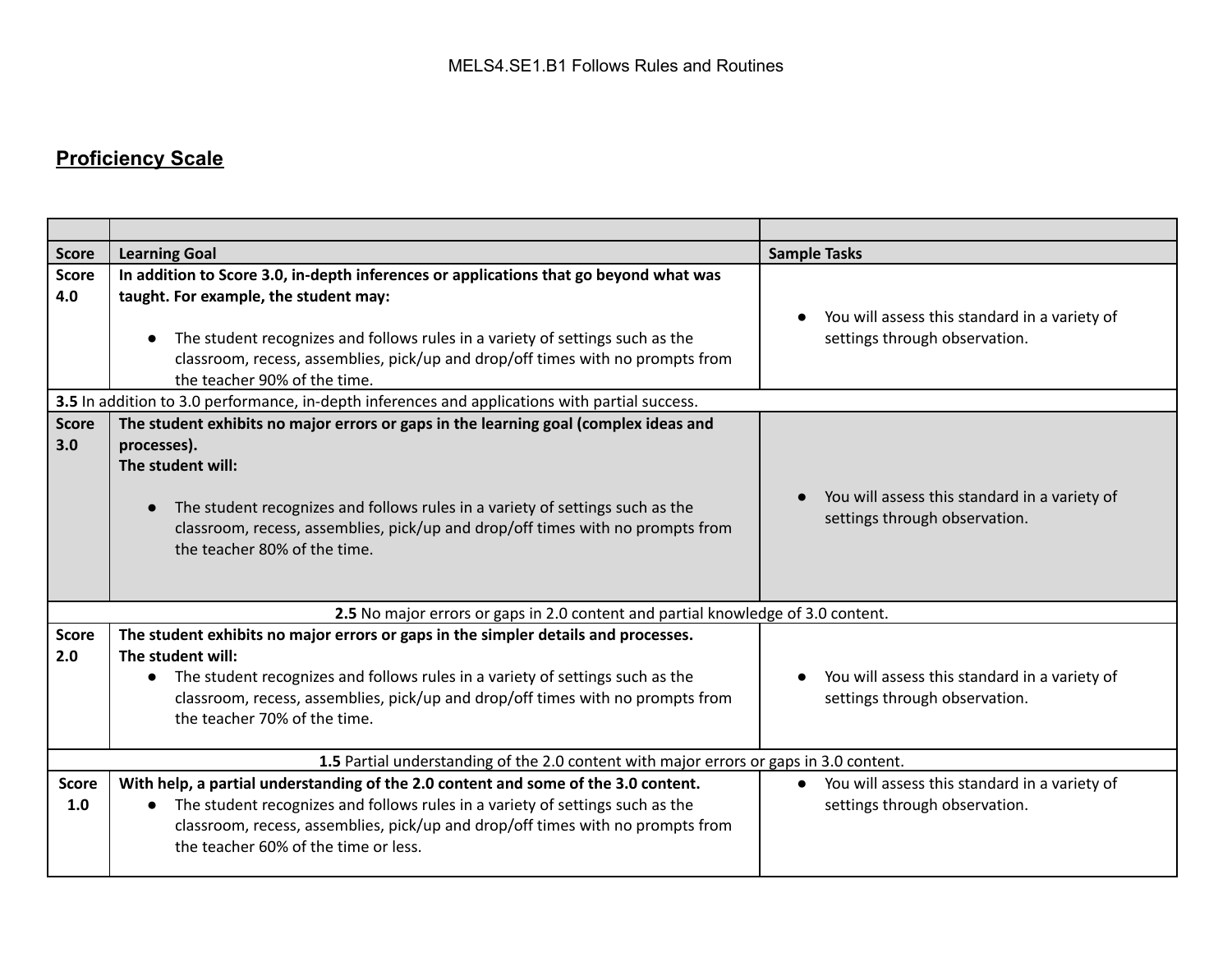MELS4.SE1.B1 Follows Rules and Routines

## Proficiency Scale

| | | |
|---|---|---|
| **Score** | **Learning Goal** | **Sample Tasks** |
| **Score 4.0** | **In addition to Score 3.0, in-depth inferences or applications that go beyond what was taught. For example, the student may:**<br><br>● The student recognizes and follows rules in a variety of settings such as the classroom, recess, assemblies, pick/up and drop/off times with no prompts from the teacher 90% of the time. | ● You will assess this standard in a variety of settings through observation. |
| **3.5** In addition to 3.0 performance, in-depth inferences and applications with partial success. | | |
| **Score 3.0** | **The student exhibits no major errors or gaps in the learning goal (complex ideas and processes).**<br>**The student will:**<br><br>● The student recognizes and follows rules in a variety of settings such as the classroom, recess, assemblies, pick/up and drop/off times with no prompts from the teacher 80% of the time. | ● You will assess this standard in a variety of settings through observation. |
| **2.5** No major errors or gaps in 2.0 content and partial knowledge of 3.0 content. | | |
| **Score 2.0** | **The student exhibits no major errors or gaps in the simpler details and processes.**<br>**The student will:**<br>● The student recognizes and follows rules in a variety of settings such as the classroom, recess, assemblies, pick/up and drop/off times with no prompts from the teacher 70% of the time. | ● You will assess this standard in a variety of settings through observation. |
| **1.5** Partial understanding of the 2.0 content with major errors or gaps in 3.0 content. | | |
| **Score 1.0** | **With help, a partial understanding of the 2.0 content and some of the 3.0 content.**<br>● The student recognizes and follows rules in a variety of settings such as the classroom, recess, assemblies, pick/up and drop/off times with no prompts from the teacher 60% of the time or less. | ● You will assess this standard in a variety of settings through observation. |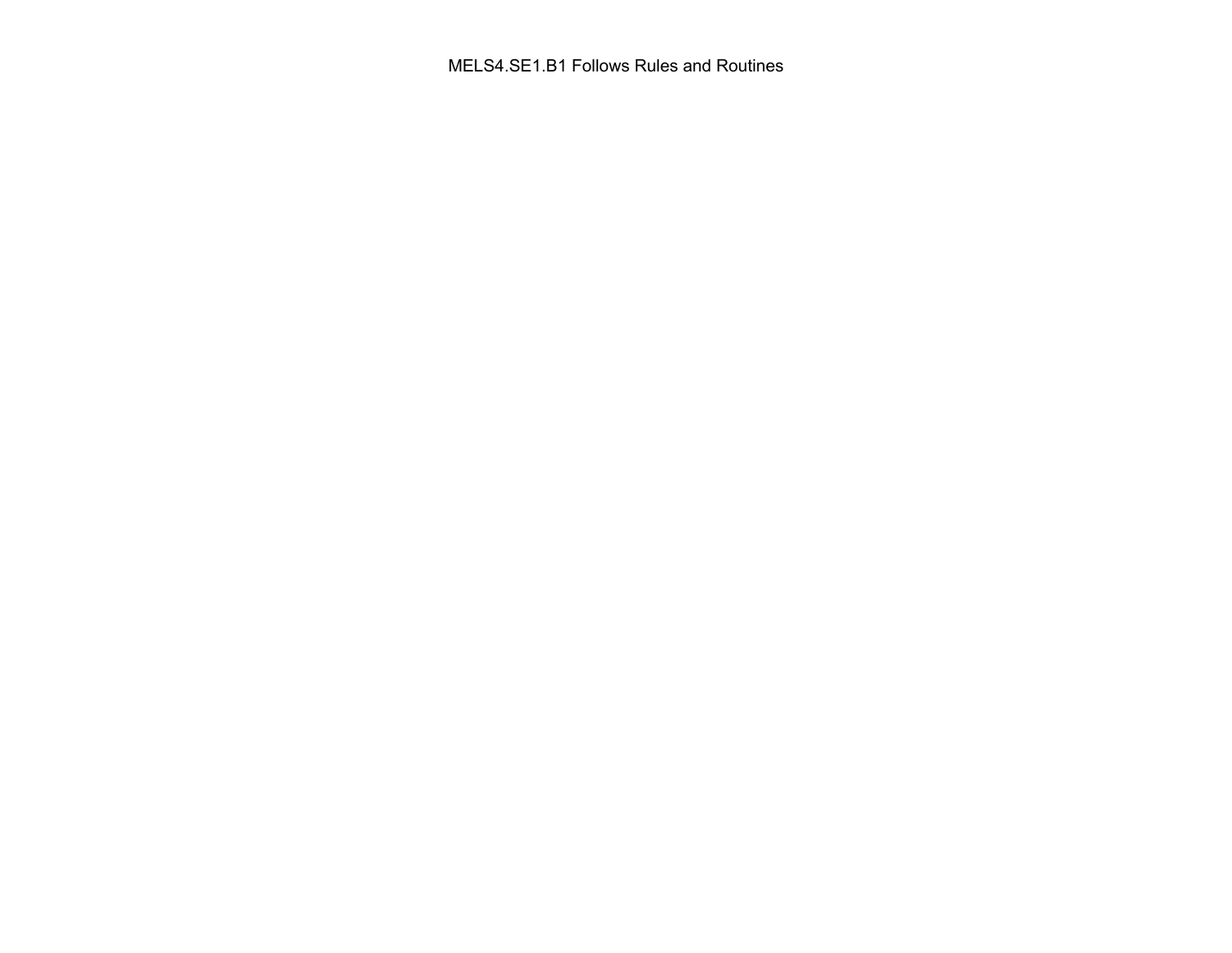MELS4.SE1.B1 Follows Rules and Routines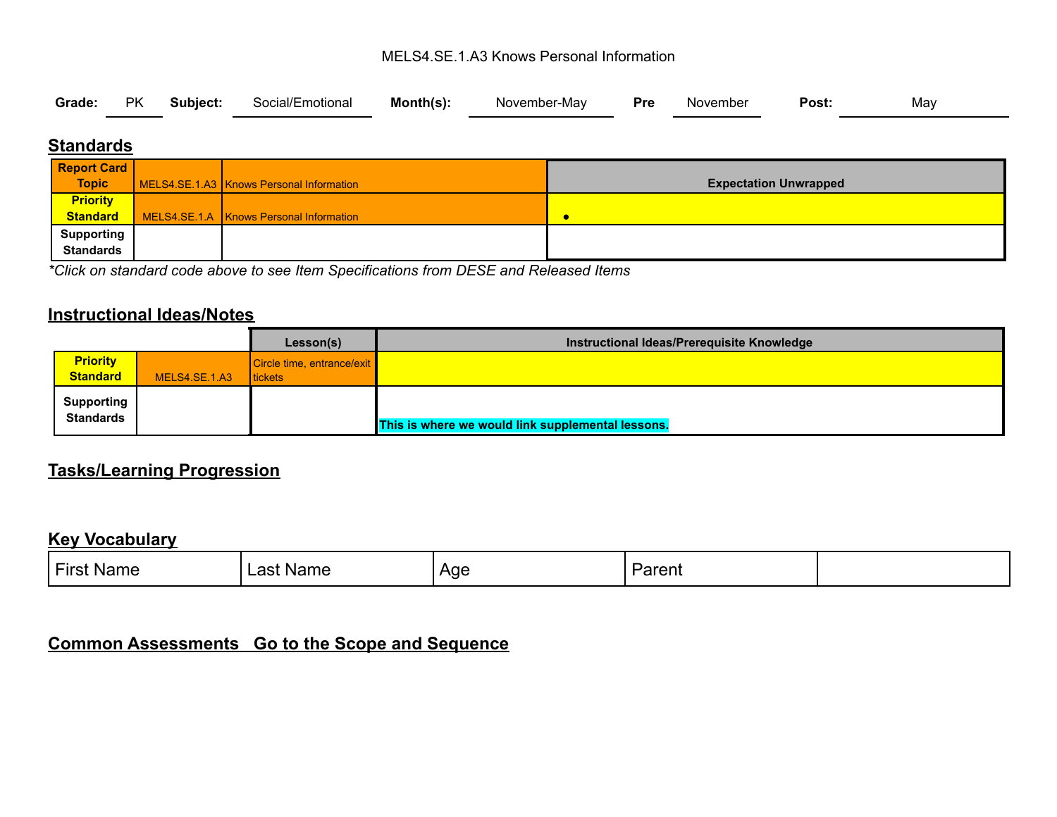MELS4.SE.1.A3 Knows Personal Information

**Grade:** PK **Subject:** Social/Emotional **Month(s):** November-May **Pre** November **Post:** May

## Standards

| | | | Expectation Unwrapped |
|---|---|---|---|
| **Report Card Topic** | MELS4.SE.1.A3 | Knows Personal Information | |
| **Priority Standard** | MELS4.SE.1.A | Knows Personal Information | • |
| **Supporting Standards** | | | |

*\*Click on standard code above to see Item Specifications from DESE and Released Items*

## Instructional Ideas/Notes

| | | Lesson(s) | Instructional Ideas/Prerequisite Knowledge |
|---|---|---|---|
| **Priority Standard** | MELS4.SE.1.A3 | Circle time, entrance/exit tickets | |
| **Supporting Standards** | | | **This is where we would link supplemental lessons.** |

## Tasks/Learning Progression

## Key Vocabulary

| First Name | Last Name | Age | Parent | |
|---|---|---|---|---|

## Common Assessments Go to the Scope and Sequence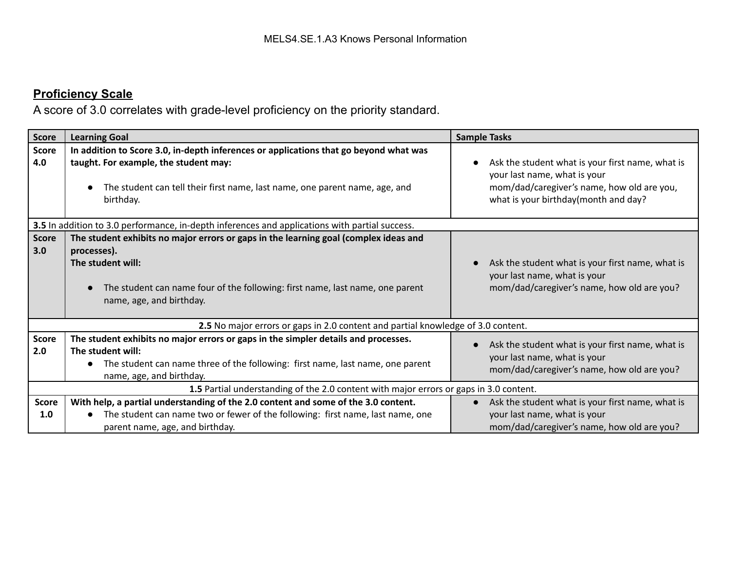MELS4.SE.1.A3 Knows Personal Information

## Proficiency Scale

A score of 3.0 correlates with grade-level proficiency on the priority standard.

| Score | Learning Goal | Sample Tasks |
|---|---|---|
| Score 4.0 | **In addition to Score 3.0, in-depth inferences or applications that go beyond what was taught. For example, the student may:**<br>● The student can tell their first name, last name, one parent name, age, and birthday. | ● Ask the student what is your first name, what is your last name, what is your mom/dad/caregiver's name, how old are you, what is your birthday(month and day? |
| **3.5** In addition to 3.0 performance, in-depth inferences and applications with partial success. | | |
| Score 3.0 | **The student exhibits no major errors or gaps in the learning goal (complex ideas and processes).**<br>**The student will:**<br>● The student can name four of the following: first name, last name, one parent name, age, and birthday. | ● Ask the student what is your first name, what is your last name, what is your mom/dad/caregiver's name, how old are you? |
| **2.5** No major errors or gaps in 2.0 content and partial knowledge of 3.0 content. | | |
| Score 2.0 | **The student exhibits no major errors or gaps in the simpler details and processes.**<br>**The student will:**<br>● The student can name three of the following: first name, last name, one parent name, age, and birthday. | ● Ask the student what is your first name, what is your last name, what is your mom/dad/caregiver's name, how old are you? |
| **1.5** Partial understanding of the 2.0 content with major errors or gaps in 3.0 content. | | |
| Score 1.0 | **With help, a partial understanding of the 2.0 content and some of the 3.0 content.**<br>● The student can name two or fewer of the following: first name, last name, one parent name, age, and birthday. | ● Ask the student what is your first name, what is your last name, what is your mom/dad/caregiver's name, how old are you? |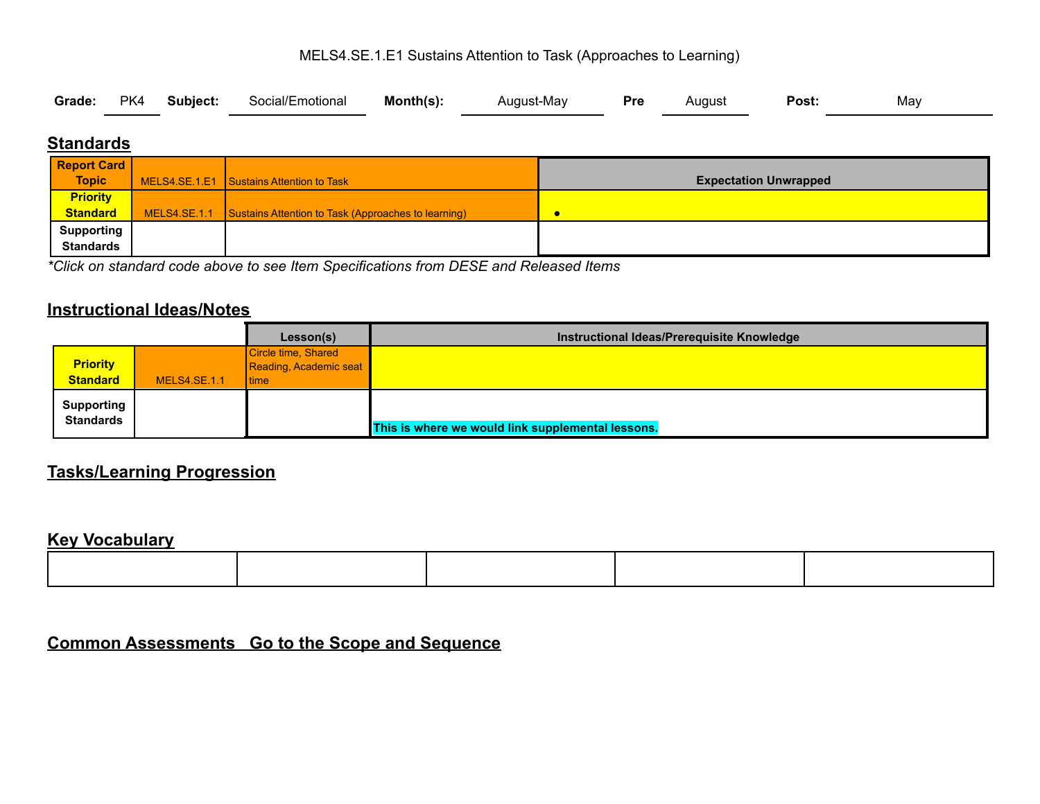MELS4.SE.1.E1 Sustains Attention to Task (Approaches to Learning)

**Grade:** PK4 **Subject:** Social/Emotional **Month(s):** August-May **Pre** August **Post:** May

## Standards

| **Report Card Topic** | MELS4.SE.1.E1 | Sustains Attention to Task | **Expectation Unwrapped** |
|---|---|---|---|
| **Priority Standard** | MELS4.SE.1.1 | Sustains Attention to Task (Approaches to learning) | • |
| **Supporting Standards** | | | |

*\*Click on standard code above to see Item Specifications from DESE and Released Items*

## Instructional Ideas/Notes

| | | **Lesson(s)** | **Instructional Ideas/Prerequisite Knowledge** |
|---|---|---|---|
| **Priority Standard** | MELS4.SE.1.1 | Circle time, Shared Reading, Academic seat time | |
| **Supporting Standards** | | | **This is where we would link supplemental lessons.** |

## Tasks/Learning Progression

## Key Vocabulary

| | | | | |
|---|---|---|---|---|
| | | | | |

## Common Assessments Go to the Scope and Sequence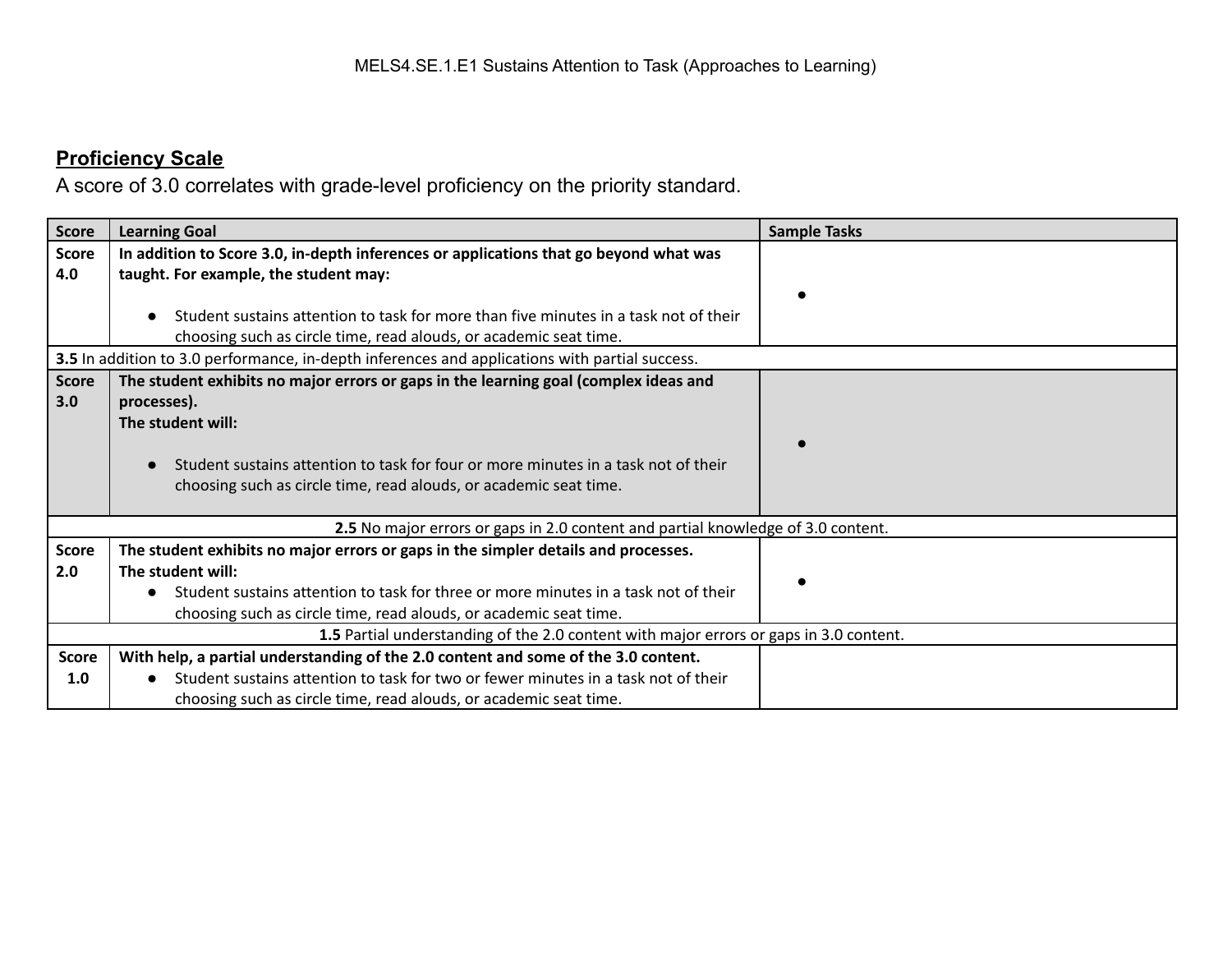MELS4.SE.1.E1 Sustains Attention to Task (Approaches to Learning)

## Proficiency Scale

A score of 3.0 correlates with grade-level proficiency on the priority standard.

| Score | Learning Goal | Sample Tasks |
|---|---|---|
| **Score 4.0** | **In addition to Score 3.0, in-depth inferences or applications that go beyond what was taught. For example, the student may:**<br><br>● Student sustains attention to task for more than five minutes in a task not of their choosing such as circle time, read alouds, or academic seat time. | ● |
| **3.5** In addition to 3.0 performance, in-depth inferences and applications with partial success. | | |
| **Score 3.0** | **The student exhibits no major errors or gaps in the learning goal (complex ideas and processes).**<br>**The student will:**<br><br>● Student sustains attention to task for four or more minutes in a task not of their choosing such as circle time, read alouds, or academic seat time. | ● |
| **2.5** No major errors or gaps in 2.0 content and partial knowledge of 3.0 content. | | |
| **Score 2.0** | **The student exhibits no major errors or gaps in the simpler details and processes.**<br>**The student will:**<br>● Student sustains attention to task for three or more minutes in a task not of their choosing such as circle time, read alouds, or academic seat time. | ● |
| **1.5** Partial understanding of the 2.0 content with major errors or gaps in 3.0 content. | | |
| **Score 1.0** | **With help, a partial understanding of the 2.0 content and some of the 3.0 content.**<br>● Student sustains attention to task for two or fewer minutes in a task not of their choosing such as circle time, read alouds, or academic seat time. | |